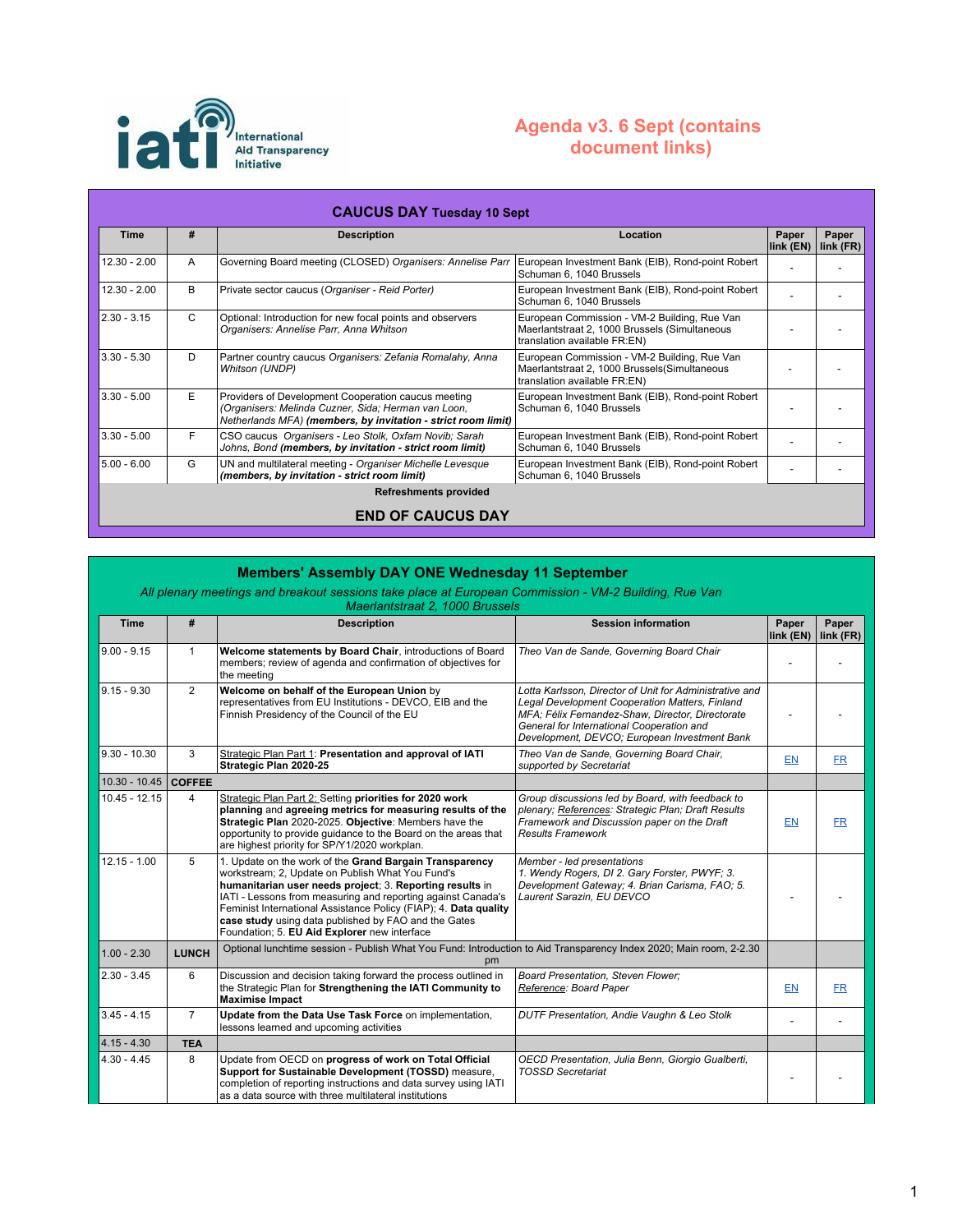International Aid Transparency Initiative

# Agenda v3. 6 Sept (contains document links)

## CAUCUS DAY Tuesday 10 Sept

| Time | # | Description | Location | Paper link (EN) | Paper link (FR) |
|---|---|---|---|---|---|
| 12.30 - 2.00 | A | Governing Board meeting (CLOSED) *Organisers: Annelise Parr* | European Investment Bank (EIB), Rond-point Robert Schuman 6, 1040 Brussels | - | - |
| 12.30 - 2.00 | B | Private sector caucus (*Organiser - Reid Porter)* | European Investment Bank (EIB), Rond-point Robert Schuman 6, 1040 Brussels | - | - |
| 2.30 - 3.15 | C | Optional: Introduction for new focal points and observers *Organisers: Annelise Parr, Anna Whitson* | European Commission - VM-2 Building, Rue Van Maerlantstraat 2, 1000 Brussels (Simultaneous translation available FR:EN) | - | - |
| 3.30 - 5.30 | D | Partner country caucus *Organisers: Zefania Romalahy, Anna Whitson (UNDP)* | European Commission - VM-2 Building, Rue Van Maerlantstraat 2, 1000 Brussels(Simultaneous translation available FR:EN) | - | - |
| 3.30 - 5.00 | E | Providers of Development Cooperation caucus meeting *(Organisers: Melinda Cuzner, Sida; Herman van Loon, Netherlands MFA)* ***(members, by invitation - strict room limit)*** | European Investment Bank (EIB), Rond-point Robert Schuman 6, 1040 Brussels | - | - |
| 3.30 - 5.00 | F | CSO caucus *Organisers - Leo Stolk, Oxfam Novib; Sarah Johns, Bond* ***(members, by invitation - strict room limit)*** | European Investment Bank (EIB), Rond-point Robert Schuman 6, 1040 Brussels | - | - |
| 5.00 - 6.00 | G | UN and multilateral meeting - *Organiser Michelle Levesque* ***(members, by invitation - strict room limit)*** | European Investment Bank (EIB), Rond-point Robert Schuman 6, 1040 Brussels | - | - |
| | | **Refreshments provided** | | | |
| | | **END OF CAUCUS DAY** | | | |

## Members' Assembly DAY ONE Wednesday 11 September

*All plenary meetings and breakout sessions take place at European Commission - VM-2 Building, Rue Van Maerlantstraat 2, 1000 Brussels*

| Time | # | Description | Session information | Paper link (EN) | Paper link (FR) |
|---|---|---|---|---|---|
| 9.00 - 9.15 | 1 | **Welcome statements by Board Chair**, introductions of Board members; review of agenda and confirmation of objectives for the meeting | *Theo Van de Sande, Governing Board Chair* | - | - |
| 9.15 - 9.30 | 2 | **Welcome on behalf of the European Union** by representatives from EU Institutions - DEVCO, EIB and the Finnish Presidency of the Council of the EU | *Lotta Karlsson, Director of Unit for Administrative and Legal Development Cooperation Matters, Finland MFA; Félix Fernandez-Shaw, Director, Directorate General for International Cooperation and Development, DEVCO; European Investment Bank* | - | - |
| 9.30 - 10.30 | 3 | Strategic Plan Part 1: **Presentation and approval of IATI Strategic Plan 2020-25** | *Theo Van de Sande, Governing Board Chair, supported by Secretariat* | EN | FR |
| 10.30 - 10.45 | **COFFEE** | | | | |
| 10.45 - 12.15 | 4 | Strategic Plan Part 2: Setting **priorities for 2020 work planning** and **agreeing metrics for measuring results of the Strategic Plan** 2020-2025. **Objective**: Members have the opportunity to provide guidance to the Board on the areas that are highest priority for SP/Y1/2020 workplan. | *Group discussions led by Board, with feedback to plenary; References: Strategic Plan; Draft Results Framework and Discussion paper on the Draft Results Framework* | EN | FR |
| 12.15 - 1.00 | 5 | 1. Update on the work of the **Grand Bargain Transparency** workstream; 2, Update on Publish What You Fund's **humanitarian user needs project**; 3. **Reporting results** in IATI - Lessons from measuring and reporting against Canada's Feminist International Assistance Policy (FIAP); 4. **Data quality case study** using data published by FAO and the Gates Foundation; 5. **EU Aid Explorer** new interface | *Member - led presentations 1. Wendy Rogers, DI 2. Gary Forster, PWYF; 3. Development Gateway; 4. Brian Carisma, FAO; 5. Laurent Sarazin, EU DEVCO* | - | - |
| 1.00 - 2.30 | **LUNCH** | Optional lunchtime session - Publish What You Fund: Introduction to Aid Transparency Index 2020; Main room, 2-2.30 pm | | | |
| 2.30 - 3.45 | 6 | Discussion and decision taking forward the process outlined in the Strategic Plan for **Strengthening the IATI Community to Maximise Impact** | *Board Presentation, Steven Flower; Reference: Board Paper* | EN | FR |
| 3.45 - 4.15 | 7 | **Update from the Data Use Task Force** on implementation, lessons learned and upcoming activities | *DUTF Presentation, Andie Vaughn & Leo Stolk* | - | - |
| 4.15 - 4.30 | **TEA** | | | | |
| 4.30 - 4.45 | 8 | Update from OECD on **progress of work on Total Official Support for Sustainable Development (TOSSD)** measure, completion of reporting instructions and data survey using IATI as a data source with three multilateral institutions | *OECD Presentation, Julia Benn, Giorgio Gualberti, TOSSD Secretariat* | - | - |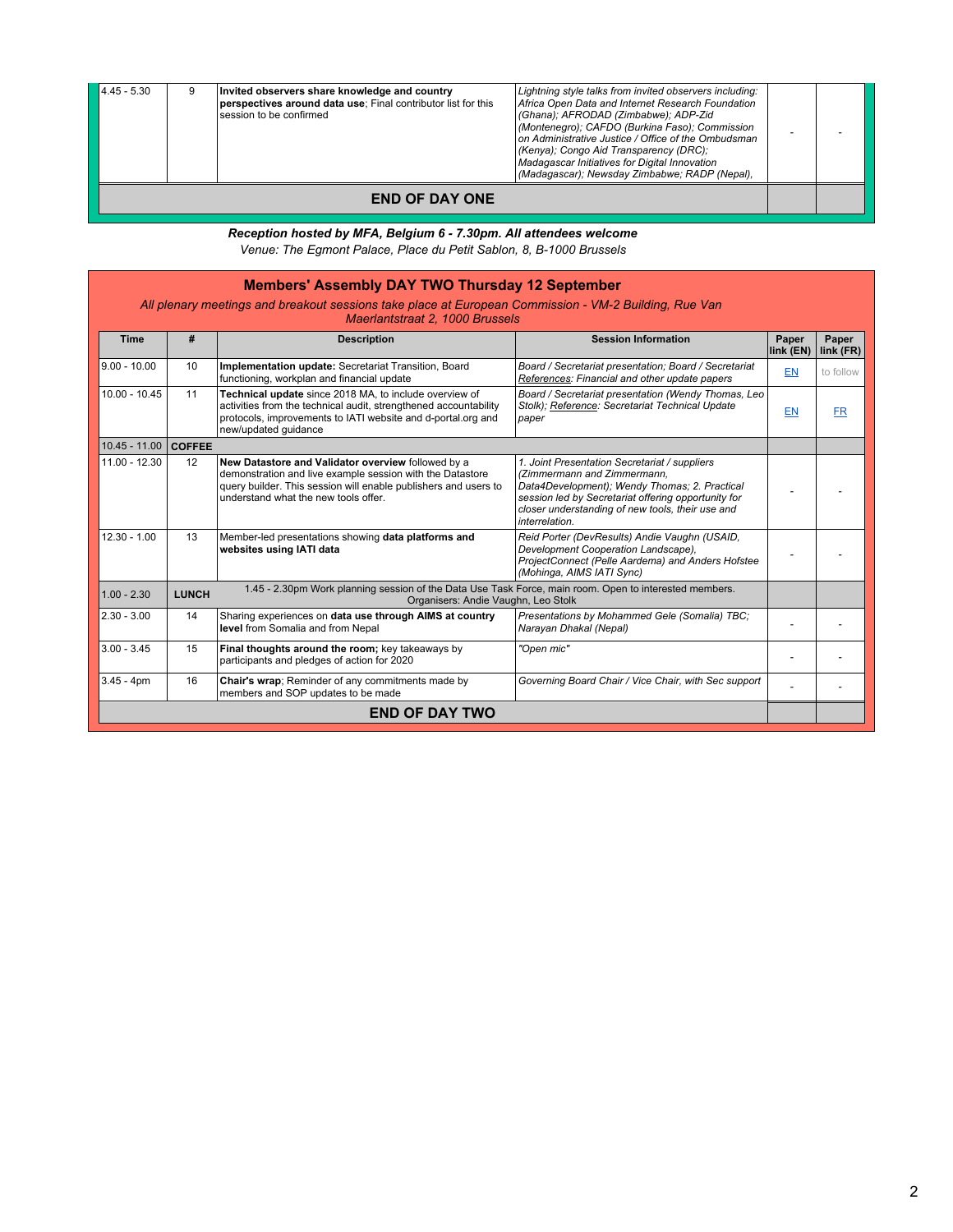| | | | | | |
|---|---|---|---|---|---|
| 4.45 - 5.30 | 9 | **Invited observers share knowledge and country perspectives around data use**; Final contributor list for this session to be confirmed | *Lightning style talks from invited observers including: Africa Open Data and Internet Research Foundation (Ghana); AFRODAD (Zimbabwe); ADP-Zid (Montenegro); CAFDO (Burkina Faso); Commission on Administrative Justice / Office of the Ombudsman (Kenya); Congo Aid Transparency (DRC); Madagascar Initiatives for Digital Innovation (Madagascar); Newsday Zimbabwe; RADP (Nepal),* | - | - |
| **END OF DAY ONE** | | | | | |

***Reception hosted by MFA, Belgium 6 - 7.30pm. All attendees welcome***

*Venue: The Egmont Palace, Place du Petit Sablon, 8, B-1000 Brussels*

## Members' Assembly DAY TWO Thursday 12 September

*All plenary meetings and breakout sessions take place at European Commission - VM-2 Building, Rue Van Maerlantstraat 2, 1000 Brussels*

| Time | # | Description | Session Information | Paper link (EN) | Paper link (FR) |
|---|---|---|---|---|---|
| 9.00 - 10.00 | 10 | **Implementation update:** Secretariat Transition, Board functioning, workplan and financial update | *Board / Secretariat presentation; Board / Secretariat References: Financial and other update papers* | EN | to follow |
| 10.00 - 10.45 | 11 | **Technical update** since 2018 MA, to include overview of activities from the technical audit, strengthened accountability protocols, improvements to IATI website and d-portal.org and new/updated guidance | *Board / Secretariat presentation (Wendy Thomas, Leo Stolk); Reference: Secretariat Technical Update paper* | EN | FR |
| 10.45 - 11.00 | **COFFEE** | | | | |
| 11.00 - 12.30 | 12 | **New Datastore and Validator overview** followed by a demonstration and live example session with the Datastore query builder. This session will enable publishers and users to understand what the new tools offer. | *1. Joint Presentation Secretariat / suppliers (Zimmermann and Zimmermann, Data4Development); Wendy Thomas; 2. Practical session led by Secretariat offering opportunity for closer understanding of new tools, their use and interrelation.* | - | - |
| 12.30 - 1.00 | 13 | Member-led presentations showing **data platforms and websites using IATI data** | *Reid Porter (DevResults) Andie Vaughn (USAID, Development Cooperation Landscape), ProjectConnect (Pelle Aardema) and Anders Hofstee (Mohinga, AIMS IATI Sync)* | - | - |
| 1.00 - 2.30 | **LUNCH** | 1.45 - 2.30pm Work planning session of the Data Use Task Force, main room. Open to interested members. Organisers: Andie Vaughn, Leo Stolk | | | |
| 2.30 - 3.00 | 14 | Sharing experiences on **data use through AIMS at country level** from Somalia and from Nepal | *Presentations by Mohammed Gele (Somalia) TBC; Narayan Dhakal (Nepal)* | - | - |
| 3.00 - 3.45 | 15 | **Final thoughts around the room;** key takeaways by participants and pledges of action for 2020 | *"Open mic"* | - | - |
| 3.45 - 4pm | 16 | **Chair's wrap**; Reminder of any commitments made by members and SOP updates to be made | *Governing Board Chair / Vice Chair, with Sec support* | - | - |
| **END OF DAY TWO** | | | | | |